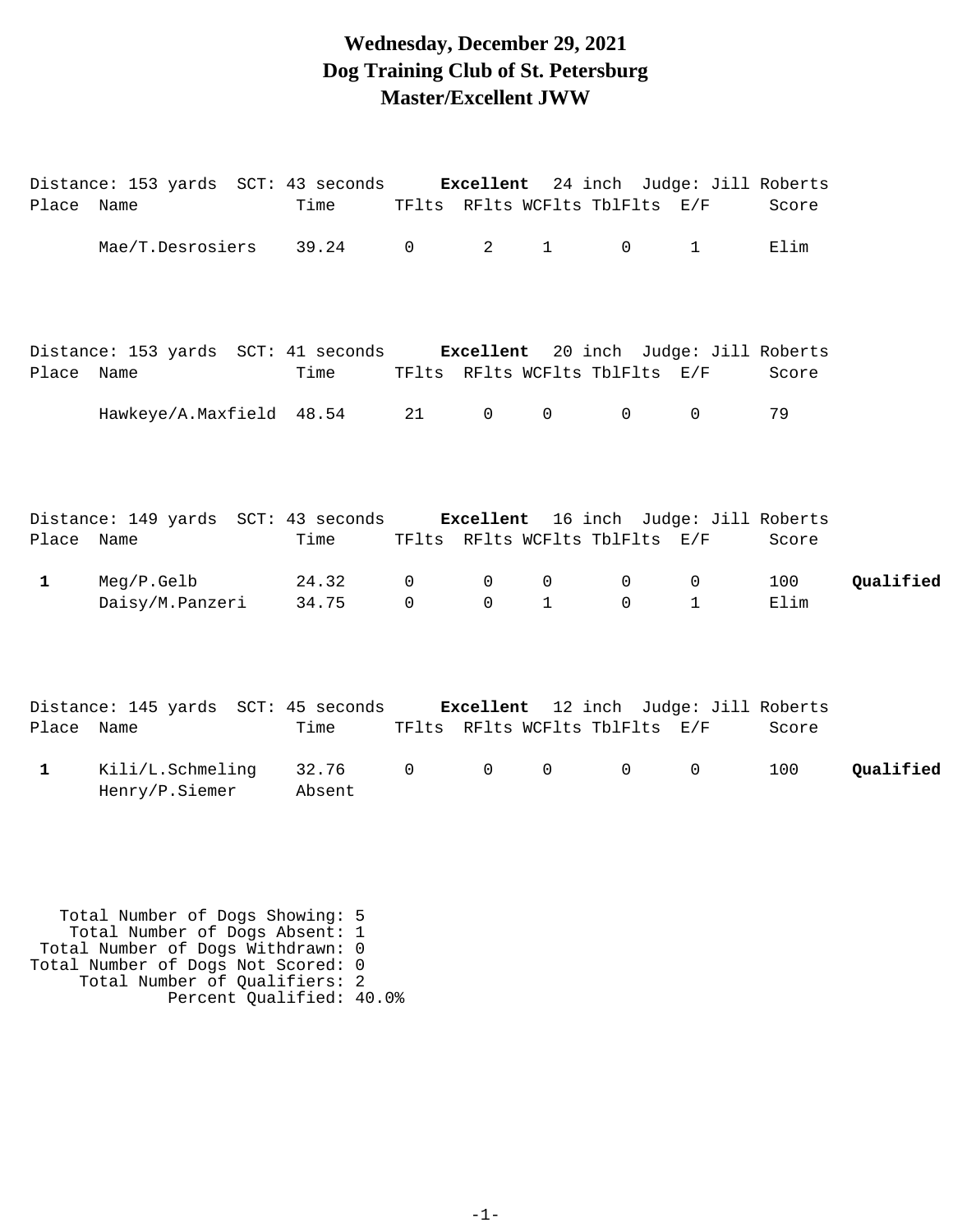# Wednesday, December 29, 2021
# Dog Training Club of St. Petersburg
# Master/Excellent JWW

Distance: 153 yards SCT: 43 seconds **Excellent** 24 inch Judge: Jill Roberts

| Place | Name | Time | TFlts | RFlts | WCFlts | TblFlts | E/F | Score | |
|---|---|---|---|---|---|---|---|---|---|
| | Mae/T.Desrosiers | 39.24 | 0 | 2 | 1 | 0 | 1 | Elim | |

Distance: 153 yards SCT: 41 seconds **Excellent** 20 inch Judge: Jill Roberts

| Place | Name | Time | TFlts | RFlts | WCFlts | TblFlts | E/F | Score | |
|---|---|---|---|---|---|---|---|---|---|
| | Hawkeye/A.Maxfield | 48.54 | 21 | 0 | 0 | 0 | 0 | 79 | |

Distance: 149 yards SCT: 43 seconds **Excellent** 16 inch Judge: Jill Roberts

| Place | Name | Time | TFlts | RFlts | WCFlts | TblFlts | E/F | Score | |
|---|---|---|---|---|---|---|---|---|---|
| **1** | Meg/P.Gelb | 24.32 | 0 | 0 | 0 | 0 | 0 | 100 | **Qualified** |
| | Daisy/M.Panzeri | 34.75 | 0 | 0 | 1 | 0 | 1 | Elim | |

Distance: 145 yards SCT: 45 seconds **Excellent** 12 inch Judge: Jill Roberts

| Place | Name | Time | TFlts | RFlts | WCFlts | TblFlts | E/F | Score | |
|---|---|---|---|---|---|---|---|---|---|
| **1** | Kili/L.Schmeling | 32.76 | 0 | 0 | 0 | 0 | 0 | 100 | **Qualified** |
| | Henry/P.Siemer | Absent | | | | | | | |

Total Number of Dogs Showing: 5
Total Number of Dogs Absent: 1
Total Number of Dogs Withdrawn: 0
Total Number of Dogs Not Scored: 0
Total Number of Qualifiers: 2
Percent Qualified: 40.0%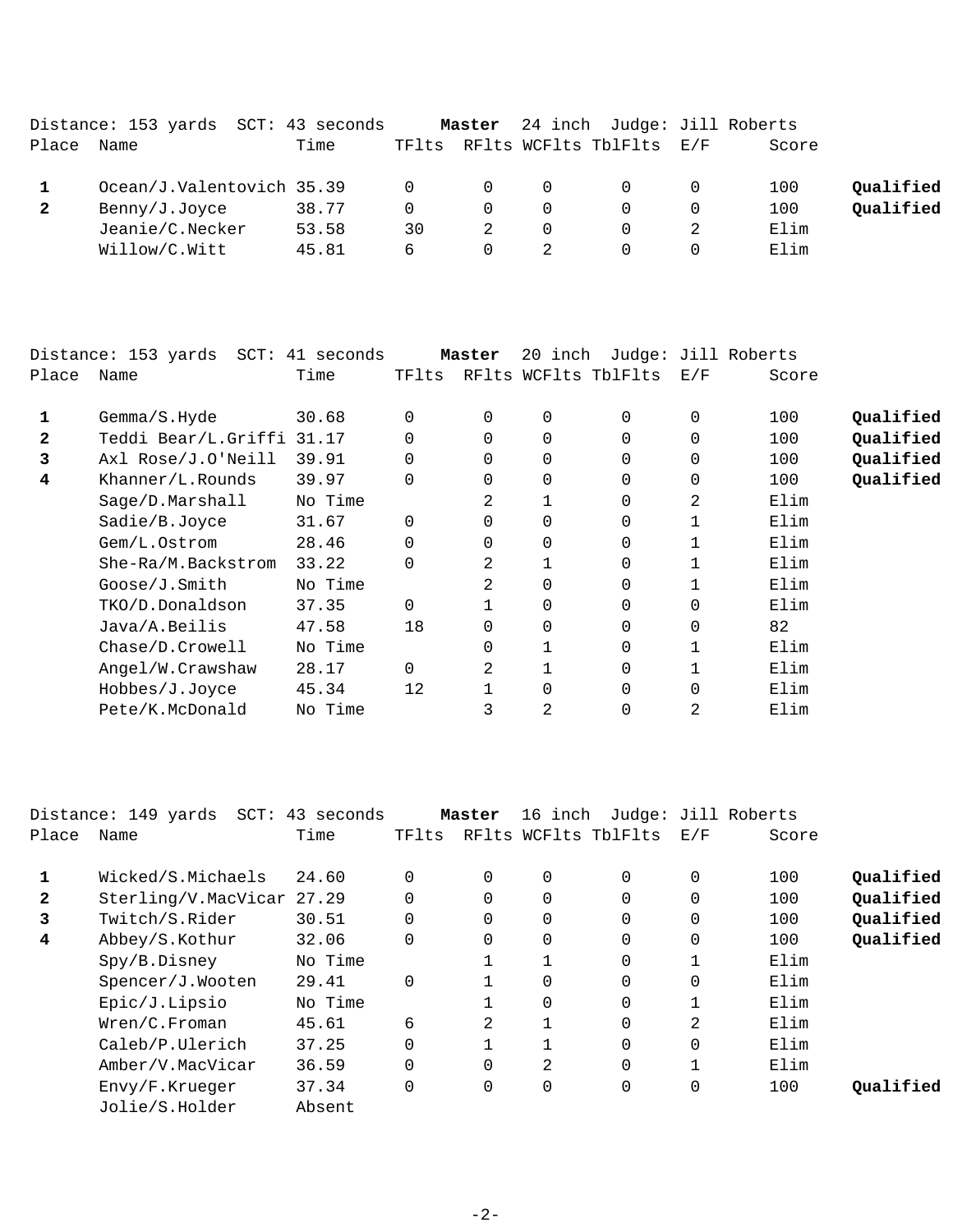Distance: 153 yards SCT: 43 seconds **Master** 24 inch Judge: Jill Roberts

| Place | Name | Time | TFlts | RFlts | WCFlts | TblFlts | E/F | Score | |
|---|---|---|---|---|---|---|---|---|---|
| **1** | Ocean/J.Valentovich | 35.39 | 0 | 0 | 0 | 0 | 0 | 100 | **Qualified** |
| **2** | Benny/J.Joyce | 38.77 | 0 | 0 | 0 | 0 | 0 | 100 | **Qualified** |
| | Jeanie/C.Necker | 53.58 | 30 | 2 | 0 | 0 | 2 | Elim | |
| | Willow/C.Witt | 45.81 | 6 | 0 | 2 | 0 | 0 | Elim | |

Distance: 153 yards SCT: 41 seconds **Master** 20 inch Judge: Jill Roberts

| Place | Name | Time | TFlts | RFlts | WCFlts | TblFlts | E/F | Score | |
|---|---|---|---|---|---|---|---|---|---|
| **1** | Gemma/S.Hyde | 30.68 | 0 | 0 | 0 | 0 | 0 | 100 | **Qualified** |
| **2** | Teddi Bear/L.Griffi | 31.17 | 0 | 0 | 0 | 0 | 0 | 100 | **Qualified** |
| **3** | Axl Rose/J.O'Neill | 39.91 | 0 | 0 | 0 | 0 | 0 | 100 | **Qualified** |
| **4** | Khanner/L.Rounds | 39.97 | 0 | 0 | 0 | 0 | 0 | 100 | **Qualified** |
| | Sage/D.Marshall | No Time | | 2 | 1 | 0 | 2 | Elim | |
| | Sadie/B.Joyce | 31.67 | 0 | 0 | 0 | 0 | 1 | Elim | |
| | Gem/L.Ostrom | 28.46 | 0 | 0 | 0 | 0 | 1 | Elim | |
| | She-Ra/M.Backstrom | 33.22 | 0 | 2 | 1 | 0 | 1 | Elim | |
| | Goose/J.Smith | No Time | | 2 | 0 | 0 | 1 | Elim | |
| | TKO/D.Donaldson | 37.35 | 0 | 1 | 0 | 0 | 0 | Elim | |
| | Java/A.Beilis | 47.58 | 18 | 0 | 0 | 0 | 0 | 82 | |
| | Chase/D.Crowell | No Time | | 0 | 1 | 0 | 1 | Elim | |
| | Angel/W.Crawshaw | 28.17 | 0 | 2 | 1 | 0 | 1 | Elim | |
| | Hobbes/J.Joyce | 45.34 | 12 | 1 | 0 | 0 | 0 | Elim | |
| | Pete/K.McDonald | No Time | | 3 | 2 | 0 | 2 | Elim | |

Distance: 149 yards SCT: 43 seconds **Master** 16 inch Judge: Jill Roberts

| Place | Name | Time | TFlts | RFlts | WCFlts | TblFlts | E/F | Score | |
|---|---|---|---|---|---|---|---|---|---|
| **1** | Wicked/S.Michaels | 24.60 | 0 | 0 | 0 | 0 | 0 | 100 | **Qualified** |
| **2** | Sterling/V.MacVicar | 27.29 | 0 | 0 | 0 | 0 | 0 | 100 | **Qualified** |
| **3** | Twitch/S.Rider | 30.51 | 0 | 0 | 0 | 0 | 0 | 100 | **Qualified** |
| **4** | Abbey/S.Kothur | 32.06 | 0 | 0 | 0 | 0 | 0 | 100 | **Qualified** |
| | Spy/B.Disney | No Time | | 1 | 1 | 0 | 1 | Elim | |
| | Spencer/J.Wooten | 29.41 | 0 | 1 | 0 | 0 | 0 | Elim | |
| | Epic/J.Lipsio | No Time | | 1 | 0 | 0 | 1 | Elim | |
| | Wren/C.Froman | 45.61 | 6 | 2 | 1 | 0 | 2 | Elim | |
| | Caleb/P.Ulerich | 37.25 | 0 | 1 | 1 | 0 | 0 | Elim | |
| | Amber/V.MacVicar | 36.59 | 0 | 0 | 2 | 0 | 1 | Elim | |
| | Envy/F.Krueger | 37.34 | 0 | 0 | 0 | 0 | 0 | 100 | **Qualified** |
| | Jolie/S.Holder | Absent | | | | | | | |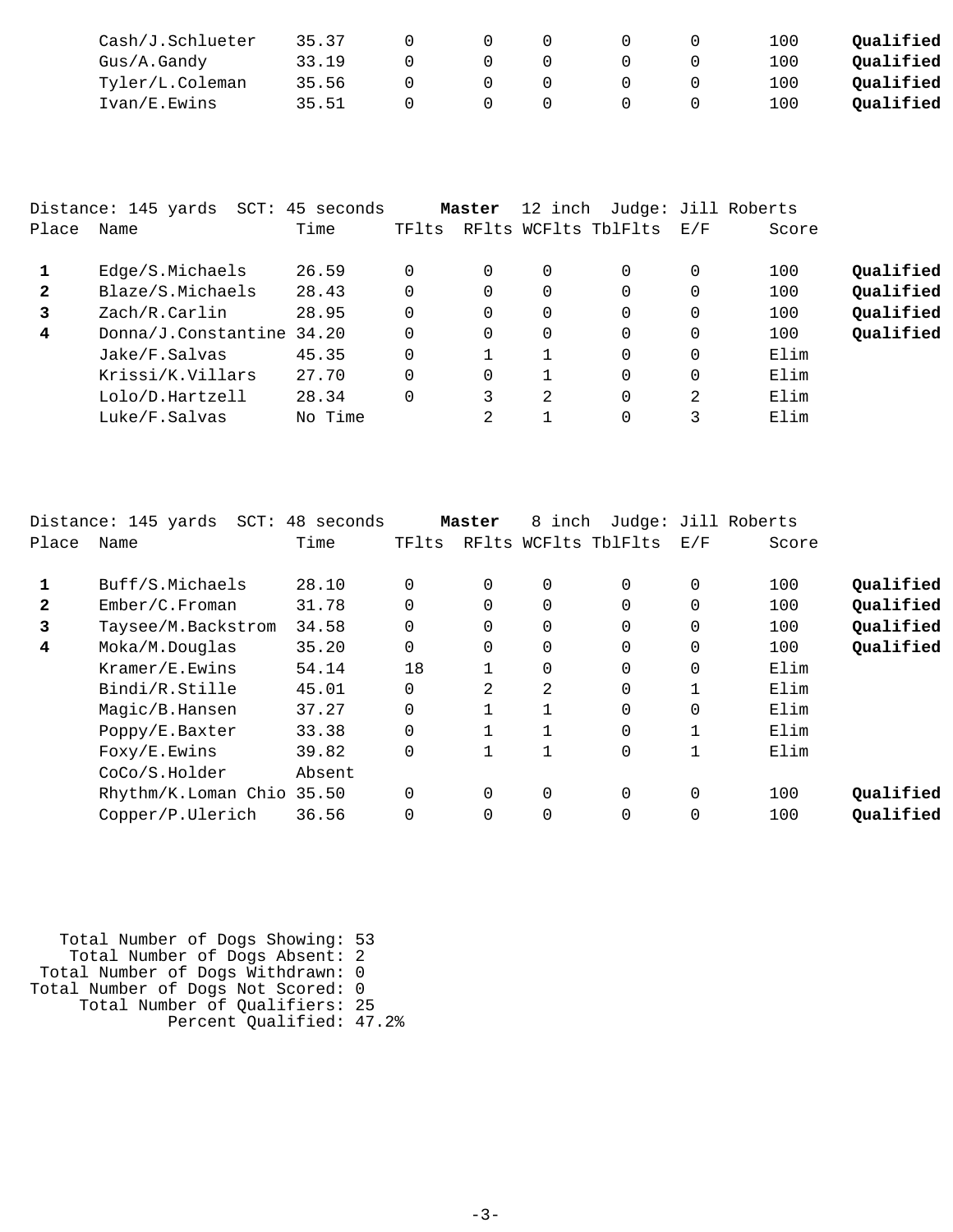| Place | Name | Time | TFlts | RFlts | WCFlts | TblFlts | E/F | Score | |
|---|---|---|---|---|---|---|---|---|---|
| | Cash/J.Schlueter | 35.37 | 0 | 0 | 0 | 0 | 0 | 100 | **Qualified** |
| | Gus/A.Gandy | 33.19 | 0 | 0 | 0 | 0 | 0 | 100 | **Qualified** |
| | Tyler/L.Coleman | 35.56 | 0 | 0 | 0 | 0 | 0 | 100 | **Qualified** |
| | Ivan/E.Ewins | 35.51 | 0 | 0 | 0 | 0 | 0 | 100 | **Qualified** |

Distance: 145 yards SCT: 45 seconds **Master** 12 inch Judge: Jill Roberts

| Place | Name | Time | TFlts | RFlts | WCFlts | TblFlts | E/F | Score | |
|---|---|---|---|---|---|---|---|---|---|
| **1** | Edge/S.Michaels | 26.59 | 0 | 0 | 0 | 0 | 0 | 100 | **Qualified** |
| **2** | Blaze/S.Michaels | 28.43 | 0 | 0 | 0 | 0 | 0 | 100 | **Qualified** |
| **3** | Zach/R.Carlin | 28.95 | 0 | 0 | 0 | 0 | 0 | 100 | **Qualified** |
| **4** | Donna/J.Constantine | 34.20 | 0 | 0 | 0 | 0 | 0 | 100 | **Qualified** |
| | Jake/F.Salvas | 45.35 | 0 | 1 | 1 | 0 | 0 | Elim | |
| | Krissi/K.Villars | 27.70 | 0 | 0 | 1 | 0 | 0 | Elim | |
| | Lolo/D.Hartzell | 28.34 | 0 | 3 | 2 | 0 | 2 | Elim | |
| | Luke/F.Salvas | No Time | | 2 | 1 | 0 | 3 | Elim | |

Distance: 145 yards SCT: 48 seconds **Master** 8 inch Judge: Jill Roberts

| Place | Name | Time | TFlts | RFlts | WCFlts | TblFlts | E/F | Score | |
|---|---|---|---|---|---|---|---|---|---|
| **1** | Buff/S.Michaels | 28.10 | 0 | 0 | 0 | 0 | 0 | 100 | **Qualified** |
| **2** | Ember/C.Froman | 31.78 | 0 | 0 | 0 | 0 | 0 | 100 | **Qualified** |
| **3** | Taysee/M.Backstrom | 34.58 | 0 | 0 | 0 | 0 | 0 | 100 | **Qualified** |
| **4** | Moka/M.Douglas | 35.20 | 0 | 0 | 0 | 0 | 0 | 100 | **Qualified** |
| | Kramer/E.Ewins | 54.14 | 18 | 1 | 0 | 0 | 0 | Elim | |
| | Bindi/R.Stille | 45.01 | 0 | 2 | 2 | 0 | 1 | Elim | |
| | Magic/B.Hansen | 37.27 | 0 | 1 | 1 | 0 | 0 | Elim | |
| | Poppy/E.Baxter | 33.38 | 0 | 1 | 1 | 0 | 1 | Elim | |
| | Foxy/E.Ewins | 39.82 | 0 | 1 | 1 | 0 | 1 | Elim | |
| | CoCo/S.Holder | Absent | | | | | | | |
| | Rhythm/K.Loman Chio | 35.50 | 0 | 0 | 0 | 0 | 0 | 100 | **Qualified** |
| | Copper/P.Ulerich | 36.56 | 0 | 0 | 0 | 0 | 0 | 100 | **Qualified** |

Total Number of Dogs Showing: 53
Total Number of Dogs Absent: 2
Total Number of Dogs Withdrawn: 0
Total Number of Dogs Not Scored: 0
Total Number of Qualifiers: 25
Percent Qualified: 47.2%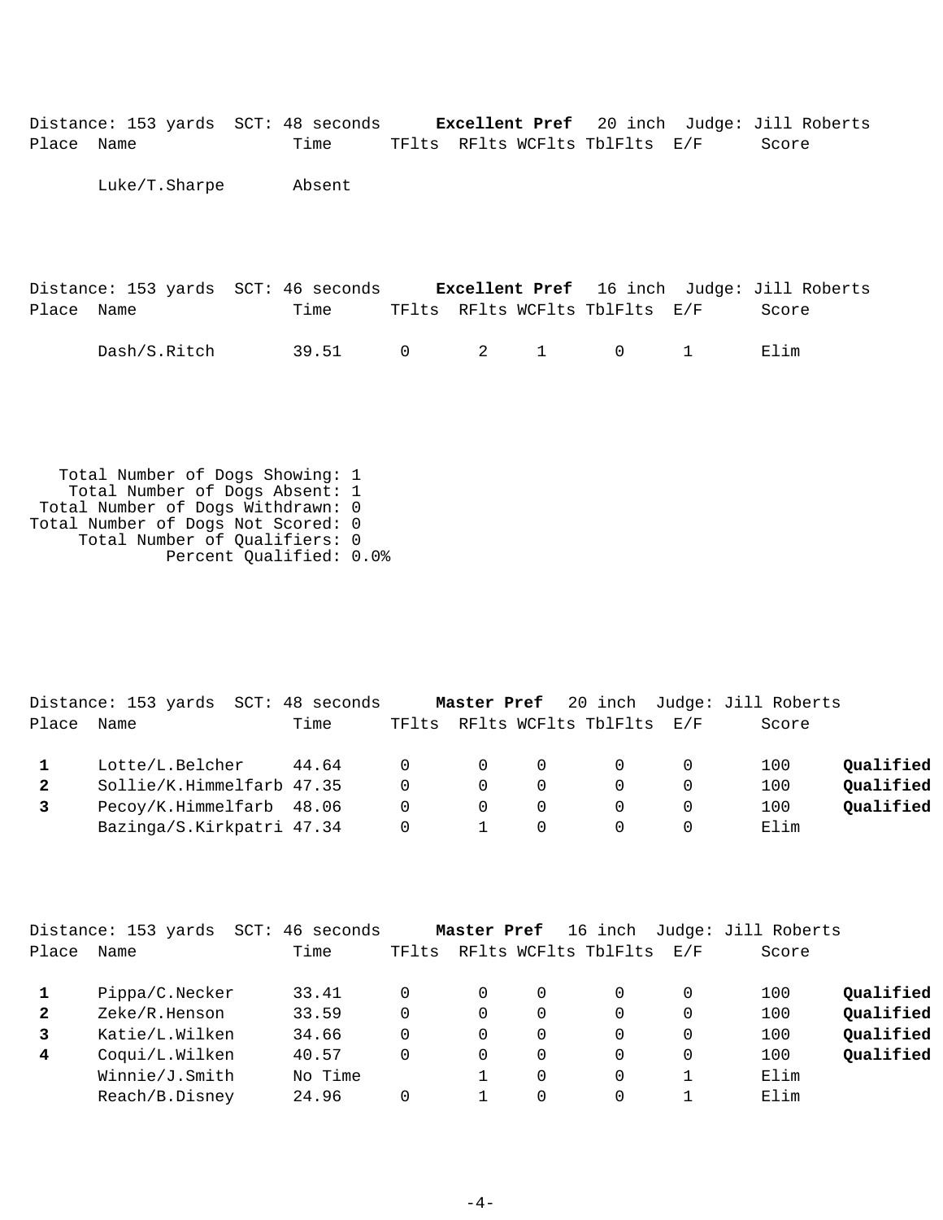Distance: 153 yards  SCT: 48 seconds  **Excellent Pref**  20 inch  Judge: Jill Roberts

| Place | Name | Time | TFlts | RFlts | WCFlts | TblFlts | E/F | Score | |
|---|---|---|---|---|---|---|---|---|---|
| | Luke/T.Sharpe | Absent | | | | | | | |

Distance: 153 yards  SCT: 46 seconds  **Excellent Pref**  16 inch  Judge: Jill Roberts

| Place | Name | Time | TFlts | RFlts | WCFlts | TblFlts | E/F | Score | |
|---|---|---|---|---|---|---|---|---|---|
| | Dash/S.Ritch | 39.51 | 0 | 2 | 1 | 0 | 1 | Elim | |

Total Number of Dogs Showing: 1
Total Number of Dogs Absent: 1
Total Number of Dogs Withdrawn: 0
Total Number of Dogs Not Scored: 0
Total Number of Qualifiers: 0
Percent Qualified: 0.0%

Distance: 153 yards  SCT: 48 seconds  **Master Pref**  20 inch  Judge: Jill Roberts

| Place | Name | Time | TFlts | RFlts | WCFlts | TblFlts | E/F | Score | |
|---|---|---|---|---|---|---|---|---|---|
| **1** | Lotte/L.Belcher | 44.64 | 0 | 0 | 0 | 0 | 0 | 100 | **Qualified** |
| **2** | Sollie/K.Himmelfarb | 47.35 | 0 | 0 | 0 | 0 | 0 | 100 | **Qualified** |
| **3** | Pecoy/K.Himmelfarb | 48.06 | 0 | 0 | 0 | 0 | 0 | 100 | **Qualified** |
| | Bazinga/S.Kirkpatri | 47.34 | 0 | 1 | 0 | 0 | 0 | Elim | |

Distance: 153 yards  SCT: 46 seconds  **Master Pref**  16 inch  Judge: Jill Roberts

| Place | Name | Time | TFlts | RFlts | WCFlts | TblFlts | E/F | Score | |
|---|---|---|---|---|---|---|---|---|---|
| **1** | Pippa/C.Necker | 33.41 | 0 | 0 | 0 | 0 | 0 | 100 | **Qualified** |
| **2** | Zeke/R.Henson | 33.59 | 0 | 0 | 0 | 0 | 0 | 100 | **Qualified** |
| **3** | Katie/L.Wilken | 34.66 | 0 | 0 | 0 | 0 | 0 | 100 | **Qualified** |
| **4** | Coqui/L.Wilken | 40.57 | 0 | 0 | 0 | 0 | 0 | 100 | **Qualified** |
| | Winnie/J.Smith | No Time | | 1 | 0 | 0 | 1 | Elim | |
| | Reach/B.Disney | 24.96 | 0 | 1 | 0 | 0 | 1 | Elim | |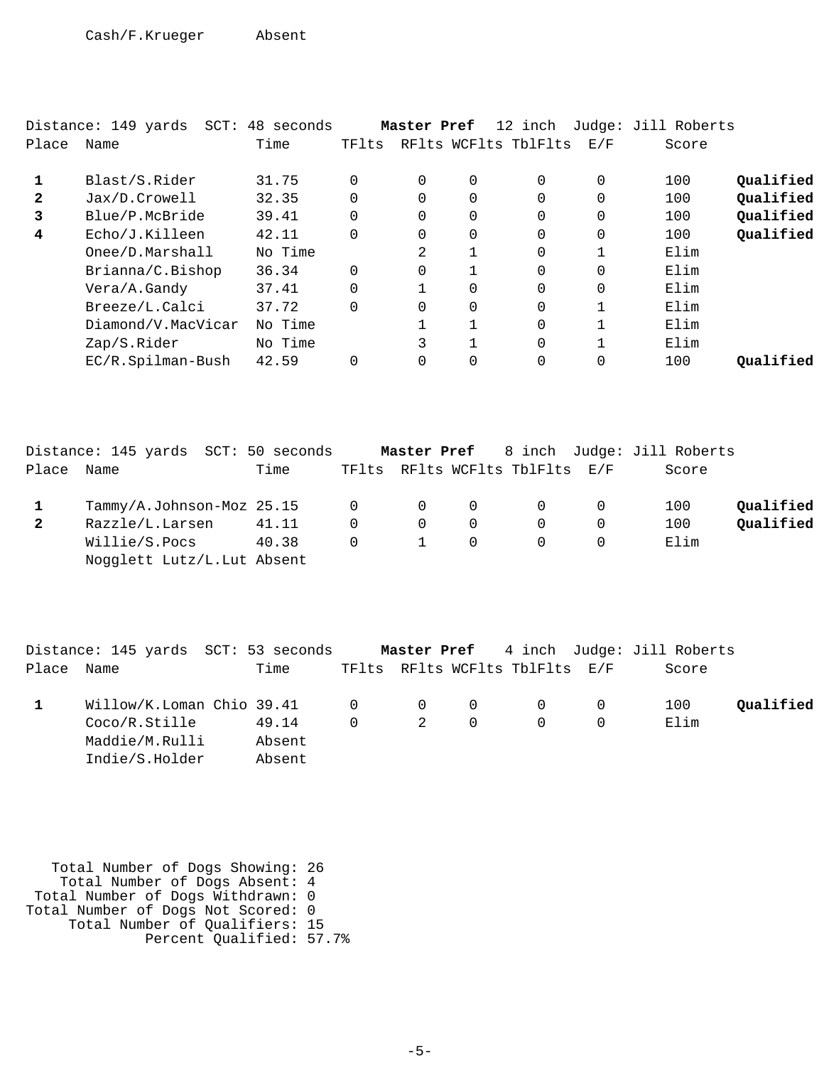| Place | Name | Time | TFlts | RFlts | WCFlts | TblFlts | E/F | Score | |
|---|---|---|---|---|---|---|---|---|---|
| | Cash/F.Krueger | Absent | | | | | | | |

Distance: 149 yards SCT: 48 seconds **Master Pref** 12 inch Judge: Jill Roberts

| Place | Name | Time | TFlts | RFlts | WCFlts | TblFlts | E/F | Score | |
|---|---|---|---|---|---|---|---|---|---|
| **1** | Blast/S.Rider | 31.75 | 0 | 0 | 0 | 0 | 0 | 100 | **Qualified** |
| **2** | Jax/D.Crowell | 32.35 | 0 | 0 | 0 | 0 | 0 | 100 | **Qualified** |
| **3** | Blue/P.McBride | 39.41 | 0 | 0 | 0 | 0 | 0 | 100 | **Qualified** |
| **4** | Echo/J.Killeen | 42.11 | 0 | 0 | 0 | 0 | 0 | 100 | **Qualified** |
| | Onee/D.Marshall | No Time | | 2 | 1 | 0 | 1 | Elim | |
| | Brianna/C.Bishop | 36.34 | 0 | 0 | 1 | 0 | 0 | Elim | |
| | Vera/A.Gandy | 37.41 | 0 | 1 | 0 | 0 | 0 | Elim | |
| | Breeze/L.Calci | 37.72 | 0 | 0 | 0 | 0 | 1 | Elim | |
| | Diamond/V.MacVicar | No Time | | 1 | 1 | 0 | 1 | Elim | |
| | Zap/S.Rider | No Time | | 3 | 1 | 0 | 1 | Elim | |
| | EC/R.Spilman-Bush | 42.59 | 0 | 0 | 0 | 0 | 0 | 100 | **Qualified** |

Distance: 145 yards SCT: 50 seconds **Master Pref** 8 inch Judge: Jill Roberts

| Place | Name | Time | TFlts | RFlts | WCFlts | TblFlts | E/F | Score | |
|---|---|---|---|---|---|---|---|---|---|
| **1** | Tammy/A.Johnson-Moz | 25.15 | 0 | 0 | 0 | 0 | 0 | 100 | **Qualified** |
| **2** | Razzle/L.Larsen | 41.11 | 0 | 0 | 0 | 0 | 0 | 100 | **Qualified** |
| | Willie/S.Pocs | 40.38 | 0 | 1 | 0 | 0 | 0 | Elim | |
| | Nogglett Lutz/L.Lut | Absent | | | | | | | |

Distance: 145 yards SCT: 53 seconds **Master Pref** 4 inch Judge: Jill Roberts

| Place | Name | Time | TFlts | RFlts | WCFlts | TblFlts | E/F | Score | |
|---|---|---|---|---|---|---|---|---|---|
| **1** | Willow/K.Loman Chio | 39.41 | 0 | 0 | 0 | 0 | 0 | 100 | **Qualified** |
| | Coco/R.Stille | 49.14 | 0 | 2 | 0 | 0 | 0 | Elim | |
| | Maddie/M.Rulli | Absent | | | | | | | |
| | Indie/S.Holder | Absent | | | | | | | |

Total Number of Dogs Showing: 26
Total Number of Dogs Absent: 4
Total Number of Dogs Withdrawn: 0
Total Number of Dogs Not Scored: 0
Total Number of Qualifiers: 15
Percent Qualified: 57.7%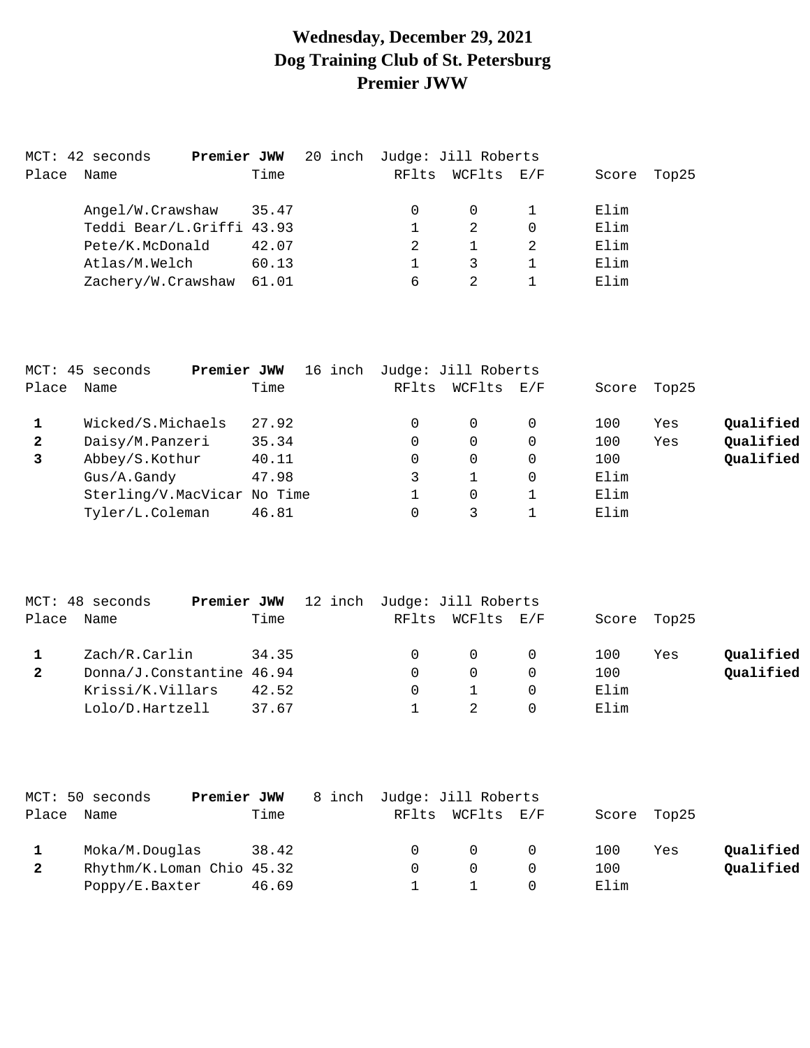# Wednesday, December 29, 2021
# Dog Training Club of St. Petersburg
# Premier JWW

MCT: 42 seconds **Premier JWW** 20 inch Judge: Jill Roberts

| Place | Name | Time | RFlts | WCFlts | E/F | Score | Top25 | |
|---|---|---|---|---|---|---|---|---|
| | Angel/W.Crawshaw | 35.47 | 0 | 0 | 1 | Elim | | |
| | Teddi Bear/L.Griffi | 43.93 | 1 | 2 | 0 | Elim | | |
| | Pete/K.McDonald | 42.07 | 2 | 1 | 2 | Elim | | |
| | Atlas/M.Welch | 60.13 | 1 | 3 | 1 | Elim | | |
| | Zachery/W.Crawshaw | 61.01 | 6 | 2 | 1 | Elim | | |

MCT: 45 seconds **Premier JWW** 16 inch Judge: Jill Roberts

| Place | Name | Time | RFlts | WCFlts | E/F | Score | Top25 | |
|---|---|---|---|---|---|---|---|---|
| **1** | Wicked/S.Michaels | 27.92 | 0 | 0 | 0 | 100 | Yes | **Qualified** |
| **2** | Daisy/M.Panzeri | 35.34 | 0 | 0 | 0 | 100 | Yes | **Qualified** |
| **3** | Abbey/S.Kothur | 40.11 | 0 | 0 | 0 | 100 | | **Qualified** |
| | Gus/A.Gandy | 47.98 | 3 | 1 | 0 | Elim | | |
| | Sterling/V.MacVicar | No Time | 1 | 0 | 1 | Elim | | |
| | Tyler/L.Coleman | 46.81 | 0 | 3 | 1 | Elim | | |

MCT: 48 seconds **Premier JWW** 12 inch Judge: Jill Roberts

| Place | Name | Time | RFlts | WCFlts | E/F | Score | Top25 | |
|---|---|---|---|---|---|---|---|---|
| **1** | Zach/R.Carlin | 34.35 | 0 | 0 | 0 | 100 | Yes | **Qualified** |
| **2** | Donna/J.Constantine | 46.94 | 0 | 0 | 0 | 100 | | **Qualified** |
| | Krissi/K.Villars | 42.52 | 0 | 1 | 0 | Elim | | |
| | Lolo/D.Hartzell | 37.67 | 1 | 2 | 0 | Elim | | |

MCT: 50 seconds **Premier JWW** 8 inch Judge: Jill Roberts

| Place | Name | Time | RFlts | WCFlts | E/F | Score | Top25 | |
|---|---|---|---|---|---|---|---|---|
| **1** | Moka/M.Douglas | 38.42 | 0 | 0 | 0 | 100 | Yes | **Qualified** |
| **2** | Rhythm/K.Loman Chio | 45.32 | 0 | 0 | 0 | 100 | | **Qualified** |
| | Poppy/E.Baxter | 46.69 | 1 | 1 | 0 | Elim | | |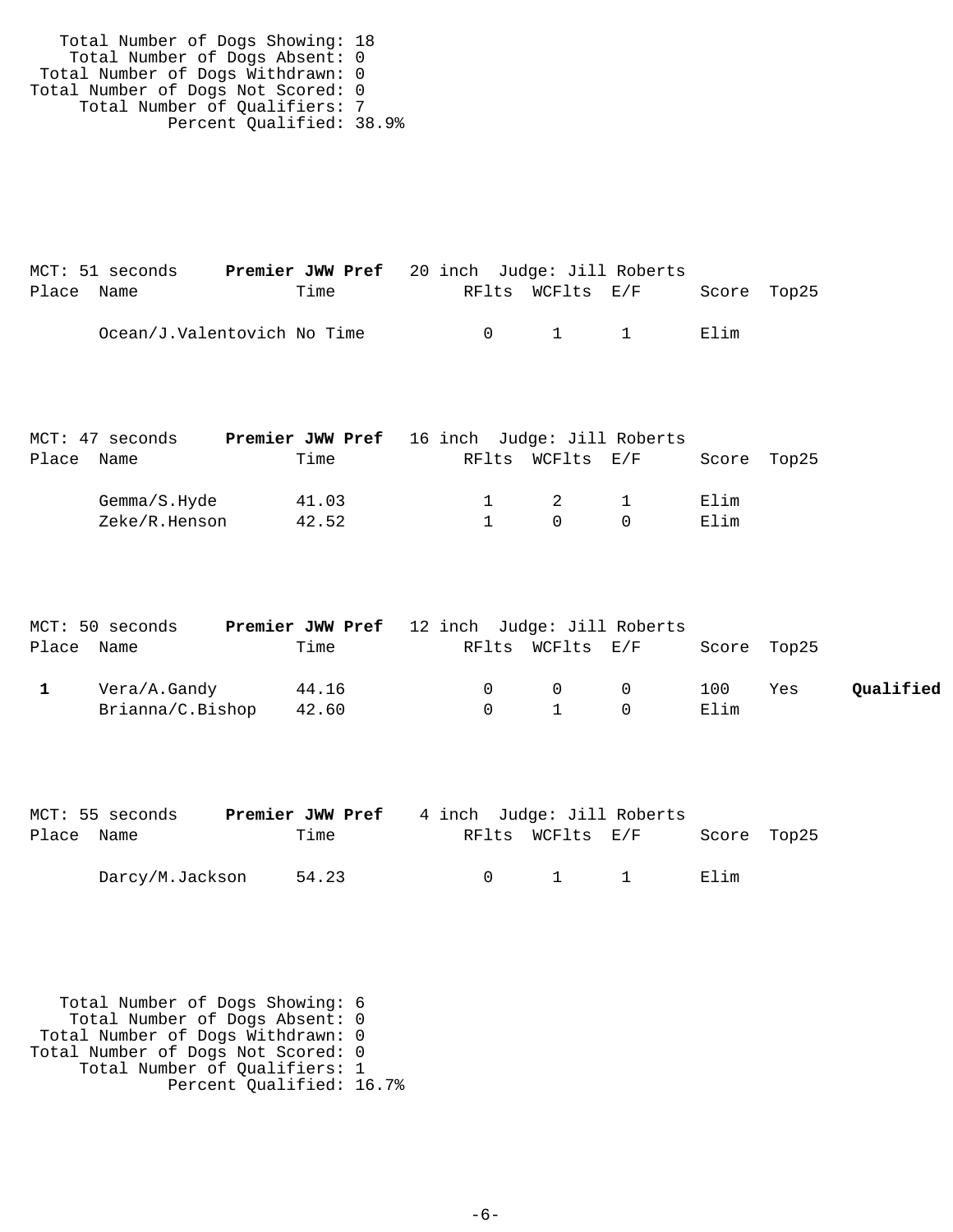Total Number of Dogs Showing: 18
Total Number of Dogs Absent: 0
Total Number of Dogs Withdrawn: 0
Total Number of Dogs Not Scored: 0
Total Number of Qualifiers: 7
Percent Qualified: 38.9%

MCT: 51 seconds **Premier JWW Pref** 20 inch Judge: Jill Roberts

| Place | Name | Time | RFlts | WCFlts | E/F | Score | Top25 | |
|---|---|---|---|---|---|---|---|---|
| | Ocean/J.Valentovich | No Time | 0 | 1 | 1 | Elim | | |

MCT: 47 seconds **Premier JWW Pref** 16 inch Judge: Jill Roberts

| Place | Name | Time | RFlts | WCFlts | E/F | Score | Top25 | |
|---|---|---|---|---|---|---|---|---|
| | Gemma/S.Hyde | 41.03 | 1 | 2 | 1 | Elim | | |
| | Zeke/R.Henson | 42.52 | 1 | 0 | 0 | Elim | | |

MCT: 50 seconds **Premier JWW Pref** 12 inch Judge: Jill Roberts

| Place | Name | Time | RFlts | WCFlts | E/F | Score | Top25 | |
|---|---|---|---|---|---|---|---|---|
| **1** | Vera/A.Gandy | 44.16 | 0 | 0 | 0 | 100 | Yes | **Qualified** |
| | Brianna/C.Bishop | 42.60 | 0 | 1 | 0 | Elim | | |

MCT: 55 seconds **Premier JWW Pref** 4 inch Judge: Jill Roberts

| Place | Name | Time | RFlts | WCFlts | E/F | Score | Top25 | |
|---|---|---|---|---|---|---|---|---|
| | Darcy/M.Jackson | 54.23 | 0 | 1 | 1 | Elim | | |

Total Number of Dogs Showing: 6
Total Number of Dogs Absent: 0
Total Number of Dogs Withdrawn: 0
Total Number of Dogs Not Scored: 0
Total Number of Qualifiers: 1
Percent Qualified: 16.7%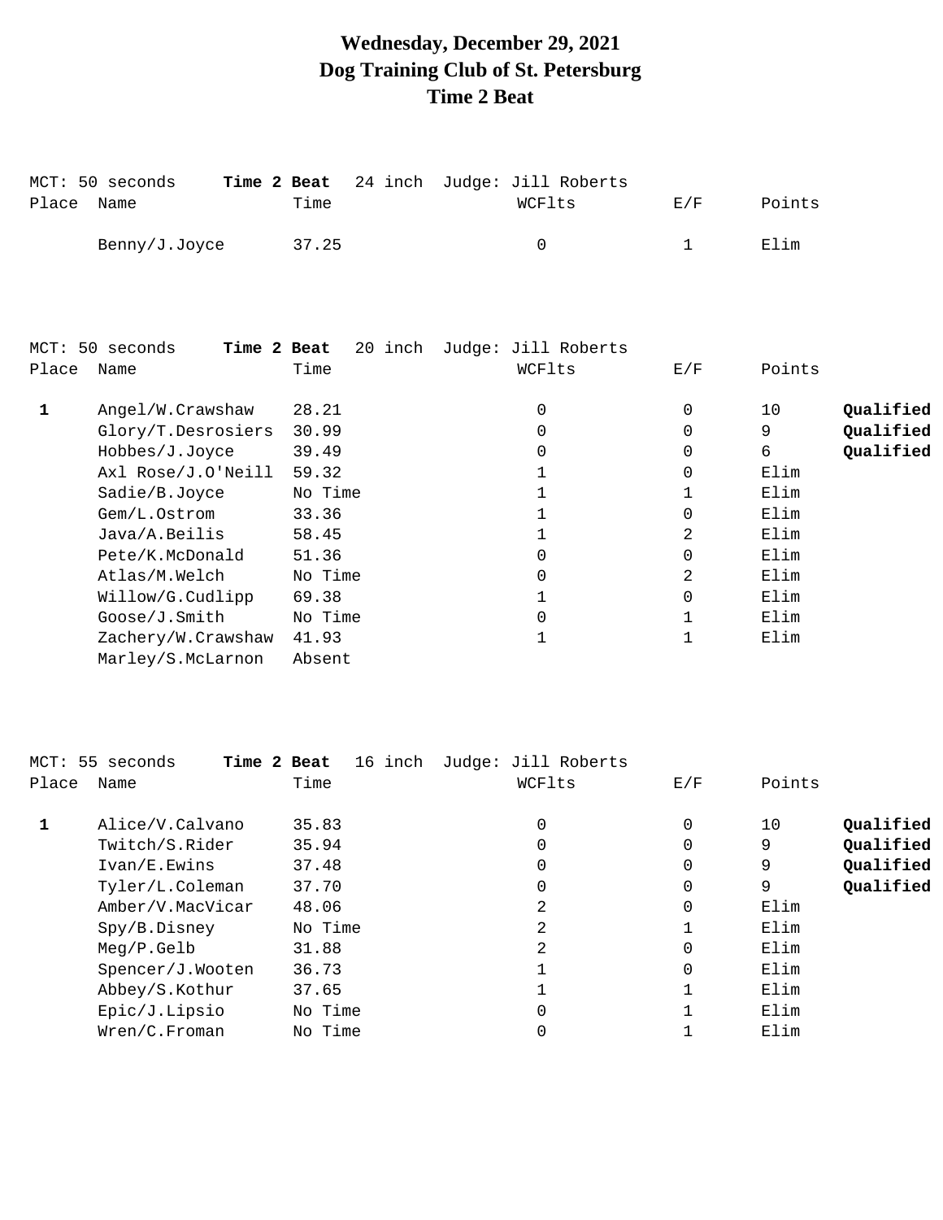# Wednesday, December 29, 2021
# Dog Training Club of St. Petersburg
# Time 2 Beat

MCT: 50 seconds **Time 2 Beat** 24 inch Judge: Jill Roberts

| Place | Name | Time | WCFlts | E/F | Points | |
|---|---|---|---|---|---|---|
| | Benny/J.Joyce | 37.25 | 0 | 1 | Elim | |

MCT: 50 seconds **Time 2 Beat** 20 inch Judge: Jill Roberts

| Place | Name | Time | WCFlts | E/F | Points | |
|---|---|---|---|---|---|---|
| **1** | Angel/W.Crawshaw | 28.21 | 0 | 0 | 10 | **Qualified** |
| | Glory/T.Desrosiers | 30.99 | 0 | 0 | 9 | **Qualified** |
| | Hobbes/J.Joyce | 39.49 | 0 | 0 | 6 | **Qualified** |
| | Axl Rose/J.O'Neill | 59.32 | 1 | 0 | Elim | |
| | Sadie/B.Joyce | No Time | 1 | 1 | Elim | |
| | Gem/L.Ostrom | 33.36 | 1 | 0 | Elim | |
| | Java/A.Beilis | 58.45 | 1 | 2 | Elim | |
| | Pete/K.McDonald | 51.36 | 0 | 0 | Elim | |
| | Atlas/M.Welch | No Time | 0 | 2 | Elim | |
| | Willow/G.Cudlipp | 69.38 | 1 | 0 | Elim | |
| | Goose/J.Smith | No Time | 0 | 1 | Elim | |
| | Zachery/W.Crawshaw | 41.93 | 1 | 1 | Elim | |
| | Marley/S.McLarnon | Absent | | | | |

MCT: 55 seconds **Time 2 Beat** 16 inch Judge: Jill Roberts

| Place | Name | Time | WCFlts | E/F | Points | |
|---|---|---|---|---|---|---|
| **1** | Alice/V.Calvano | 35.83 | 0 | 0 | 10 | **Qualified** |
| | Twitch/S.Rider | 35.94 | 0 | 0 | 9 | **Qualified** |
| | Ivan/E.Ewins | 37.48 | 0 | 0 | 9 | **Qualified** |
| | Tyler/L.Coleman | 37.70 | 0 | 0 | 9 | **Qualified** |
| | Amber/V.MacVicar | 48.06 | 2 | 0 | Elim | |
| | Spy/B.Disney | No Time | 2 | 1 | Elim | |
| | Meg/P.Gelb | 31.88 | 2 | 0 | Elim | |
| | Spencer/J.Wooten | 36.73 | 1 | 0 | Elim | |
| | Abbey/S.Kothur | 37.65 | 1 | 1 | Elim | |
| | Epic/J.Lipsio | No Time | 0 | 1 | Elim | |
| | Wren/C.Froman | No Time | 0 | 1 | Elim | |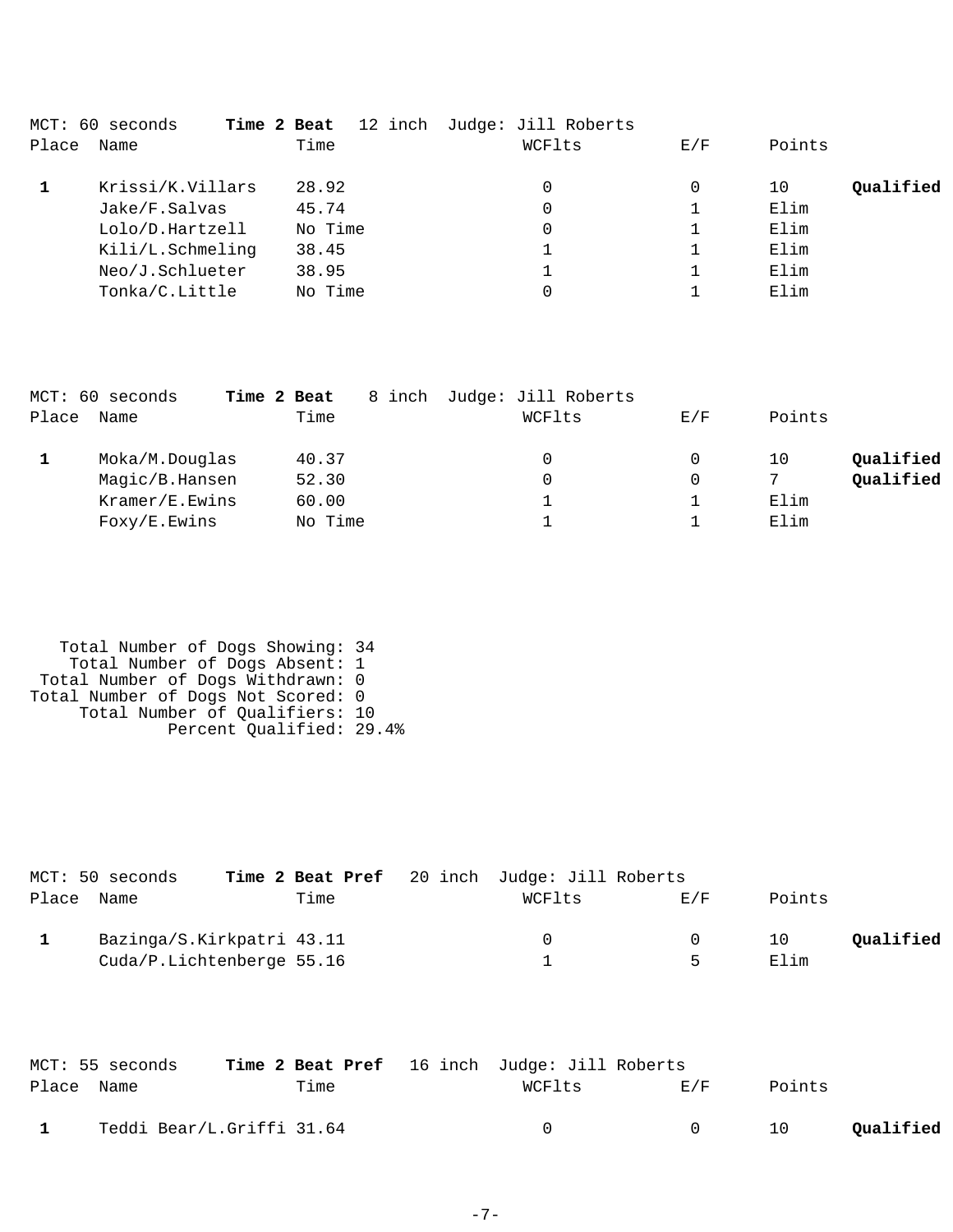MCT: 60 seconds **Time 2 Beat** 12 inch Judge: Jill Roberts

| Place | Name | Time | WCFlts | E/F | Points | |
|---|---|---|---|---|---|---|
| **1** | Krissi/K.Villars | 28.92 | 0 | 0 | 10 | **Qualified** |
| | Jake/F.Salvas | 45.74 | 0 | 1 | Elim | |
| | Lolo/D.Hartzell | No Time | 0 | 1 | Elim | |
| | Kili/L.Schmeling | 38.45 | 1 | 1 | Elim | |
| | Neo/J.Schlueter | 38.95 | 1 | 1 | Elim | |
| | Tonka/C.Little | No Time | 0 | 1 | Elim | |

MCT: 60 seconds **Time 2 Beat** 8 inch Judge: Jill Roberts

| Place | Name | Time | WCFlts | E/F | Points | |
|---|---|---|---|---|---|---|
| **1** | Moka/M.Douglas | 40.37 | 0 | 0 | 10 | **Qualified** |
| | Magic/B.Hansen | 52.30 | 0 | 0 | 7 | **Qualified** |
| | Kramer/E.Ewins | 60.00 | 1 | 1 | Elim | |
| | Foxy/E.Ewins | No Time | 1 | 1 | Elim | |

Total Number of Dogs Showing: 34
Total Number of Dogs Absent: 1
Total Number of Dogs Withdrawn: 0
Total Number of Dogs Not Scored: 0
Total Number of Qualifiers: 10
Percent Qualified: 29.4%

MCT: 50 seconds **Time 2 Beat Pref** 20 inch Judge: Jill Roberts

| Place | Name | Time | WCFlts | E/F | Points | |
|---|---|---|---|---|---|---|
| **1** | Bazinga/S.Kirkpatri | 43.11 | 0 | 0 | 10 | **Qualified** |
| | Cuda/P.Lichtenberge | 55.16 | 1 | 5 | Elim | |

MCT: 55 seconds **Time 2 Beat Pref** 16 inch Judge: Jill Roberts

| Place | Name | Time | WCFlts | E/F | Points | |
|---|---|---|---|---|---|---|
| **1** | Teddi Bear/L.Griffi | 31.64 | 0 | 0 | 10 | **Qualified** |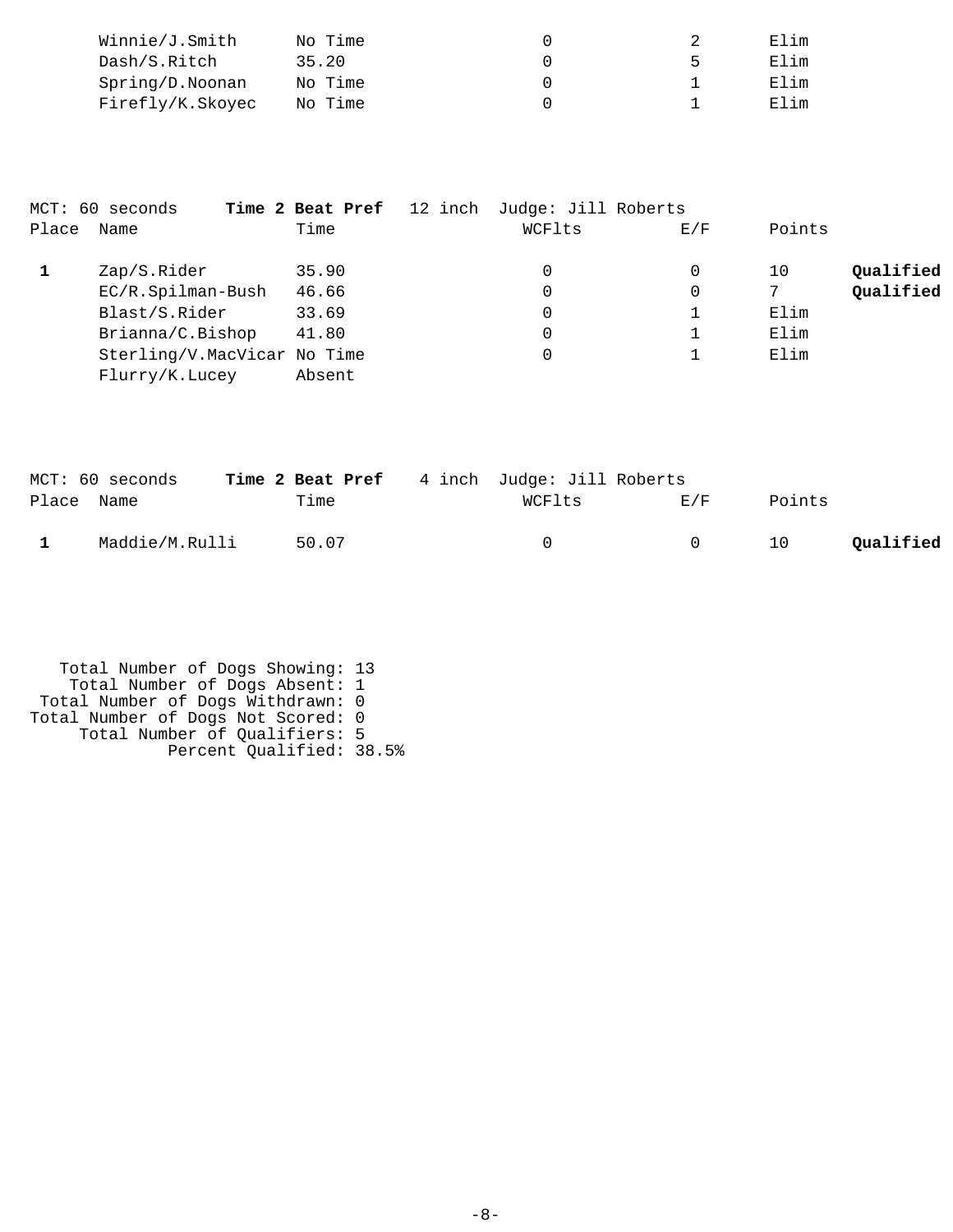| Place | Name | Time | WCFlts | E/F | Points | |
|---|---|---|---|---|---|---|
| | Winnie/J.Smith | No Time | 0 | 2 | Elim | |
| | Dash/S.Ritch | 35.20 | 0 | 5 | Elim | |
| | Spring/D.Noonan | No Time | 0 | 1 | Elim | |
| | Firefly/K.Skoyec | No Time | 0 | 1 | Elim | |

MCT: 60 seconds **Time 2 Beat Pref** 12 inch Judge: Jill Roberts

| Place | Name | Time | WCFlts | E/F | Points | |
|---|---|---|---|---|---|---|
| **1** | Zap/S.Rider | 35.90 | 0 | 0 | 10 | **Qualified** |
| | EC/R.Spilman-Bush | 46.66 | 0 | 0 | 7 | **Qualified** |
| | Blast/S.Rider | 33.69 | 0 | 1 | Elim | |
| | Brianna/C.Bishop | 41.80 | 0 | 1 | Elim | |
| | Sterling/V.MacVicar | No Time | 0 | 1 | Elim | |
| | Flurry/K.Lucey | Absent | | | | |

MCT: 60 seconds **Time 2 Beat Pref** 4 inch Judge: Jill Roberts

| Place | Name | Time | WCFlts | E/F | Points | |
|---|---|---|---|---|---|---|
| **1** | Maddie/M.Rulli | 50.07 | 0 | 0 | 10 | **Qualified** |

Total Number of Dogs Showing: 13
Total Number of Dogs Absent: 1
Total Number of Dogs Withdrawn: 0
Total Number of Dogs Not Scored: 0
Total Number of Qualifiers: 5
Percent Qualified: 38.5%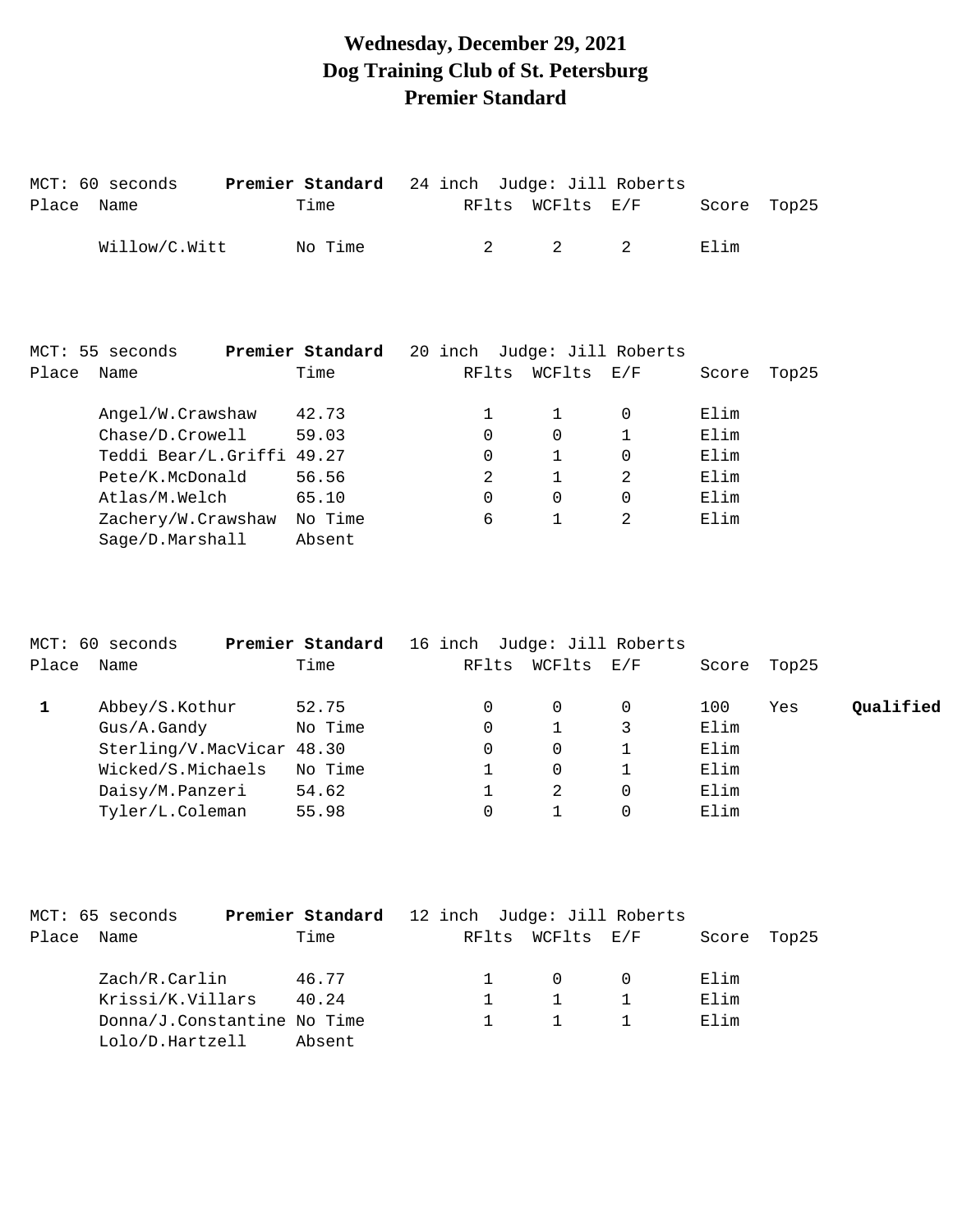# Wednesday, December 29, 2021
# Dog Training Club of St. Petersburg
# Premier Standard

MCT: 60 seconds **Premier Standard** 24 inch Judge: Jill Roberts

| Place | Name | Time | RFlts | WCFlts | E/F | Score | Top25 | |
|---|---|---|---|---|---|---|---|---|
| | Willow/C.Witt | No Time | 2 | 2 | 2 | Elim | | |

MCT: 55 seconds **Premier Standard** 20 inch Judge: Jill Roberts

| Place | Name | Time | RFlts | WCFlts | E/F | Score | Top25 | |
|---|---|---|---|---|---|---|---|---|
| | Angel/W.Crawshaw | 42.73 | 1 | 1 | 0 | Elim | | |
| | Chase/D.Crowell | 59.03 | 0 | 0 | 1 | Elim | | |
| | Teddi Bear/L.Griffi | 49.27 | 0 | 1 | 0 | Elim | | |
| | Pete/K.McDonald | 56.56 | 2 | 1 | 2 | Elim | | |
| | Atlas/M.Welch | 65.10 | 0 | 0 | 0 | Elim | | |
| | Zachery/W.Crawshaw | No Time | 6 | 1 | 2 | Elim | | |
| | Sage/D.Marshall | Absent | | | | | | |

MCT: 60 seconds **Premier Standard** 16 inch Judge: Jill Roberts

| Place | Name | Time | RFlts | WCFlts | E/F | Score | Top25 | |
|---|---|---|---|---|---|---|---|---|
| **1** | Abbey/S.Kothur | 52.75 | 0 | 0 | 0 | 100 | Yes | **Qualified** |
| | Gus/A.Gandy | No Time | 0 | 1 | 3 | Elim | | |
| | Sterling/V.MacVicar | 48.30 | 0 | 0 | 1 | Elim | | |
| | Wicked/S.Michaels | No Time | 1 | 0 | 1 | Elim | | |
| | Daisy/M.Panzeri | 54.62 | 1 | 2 | 0 | Elim | | |
| | Tyler/L.Coleman | 55.98 | 0 | 1 | 0 | Elim | | |

MCT: 65 seconds **Premier Standard** 12 inch Judge: Jill Roberts

| Place | Name | Time | RFlts | WCFlts | E/F | Score | Top25 | |
|---|---|---|---|---|---|---|---|---|
| | Zach/R.Carlin | 46.77 | 1 | 0 | 0 | Elim | | |
| | Krissi/K.Villars | 40.24 | 1 | 1 | 1 | Elim | | |
| | Donna/J.Constantine | No Time | 1 | 1 | 1 | Elim | | |
| | Lolo/D.Hartzell | Absent | | | | | | |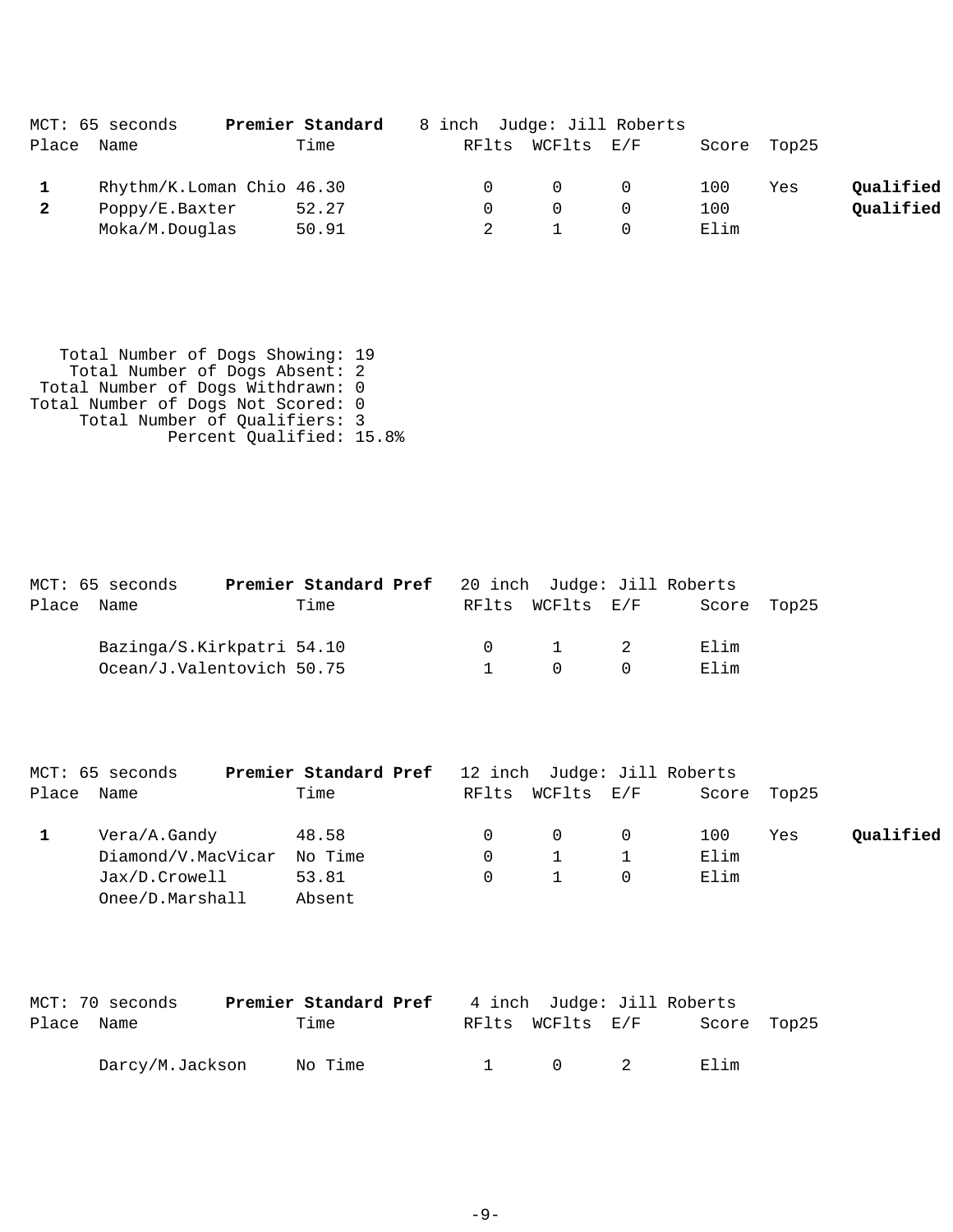MCT: 65 seconds **Premier Standard** 8 inch Judge: Jill Roberts

| Place | Name | Time | RFlts | WCFlts | E/F | Score | Top25 | |
|---|---|---|---|---|---|---|---|---|
| **1** | Rhythm/K.Loman Chio | 46.30 | 0 | 0 | 0 | 100 | Yes | **Qualified** |
| **2** | Poppy/E.Baxter | 52.27 | 0 | 0 | 0 | 100 | | **Qualified** |
| | Moka/M.Douglas | 50.91 | 2 | 1 | 0 | Elim | | |

Total Number of Dogs Showing: 19
Total Number of Dogs Absent: 2
Total Number of Dogs Withdrawn: 0
Total Number of Dogs Not Scored: 0
Total Number of Qualifiers: 3
Percent Qualified: 15.8%

MCT: 65 seconds **Premier Standard Pref** 20 inch Judge: Jill Roberts

| Place | Name | Time | RFlts | WCFlts | E/F | Score | Top25 |
|---|---|---|---|---|---|---|---|
| | Bazinga/S.Kirkpatri | 54.10 | 0 | 1 | 2 | Elim | |
| | Ocean/J.Valentovich | 50.75 | 1 | 0 | 0 | Elim | |

MCT: 65 seconds **Premier Standard Pref** 12 inch Judge: Jill Roberts

| Place | Name | Time | RFlts | WCFlts | E/F | Score | Top25 | |
|---|---|---|---|---|---|---|---|---|
| **1** | Vera/A.Gandy | 48.58 | 0 | 0 | 0 | 100 | Yes | **Qualified** |
| | Diamond/V.MacVicar | No Time | 0 | 1 | 1 | Elim | | |
| | Jax/D.Crowell | 53.81 | 0 | 1 | 0 | Elim | | |
| | Onee/D.Marshall | Absent | | | | | | |

MCT: 70 seconds **Premier Standard Pref** 4 inch Judge: Jill Roberts

| Place | Name | Time | RFlts | WCFlts | E/F | Score | Top25 |
|---|---|---|---|---|---|---|---|
| | Darcy/M.Jackson | No Time | 1 | 0 | 2 | Elim | |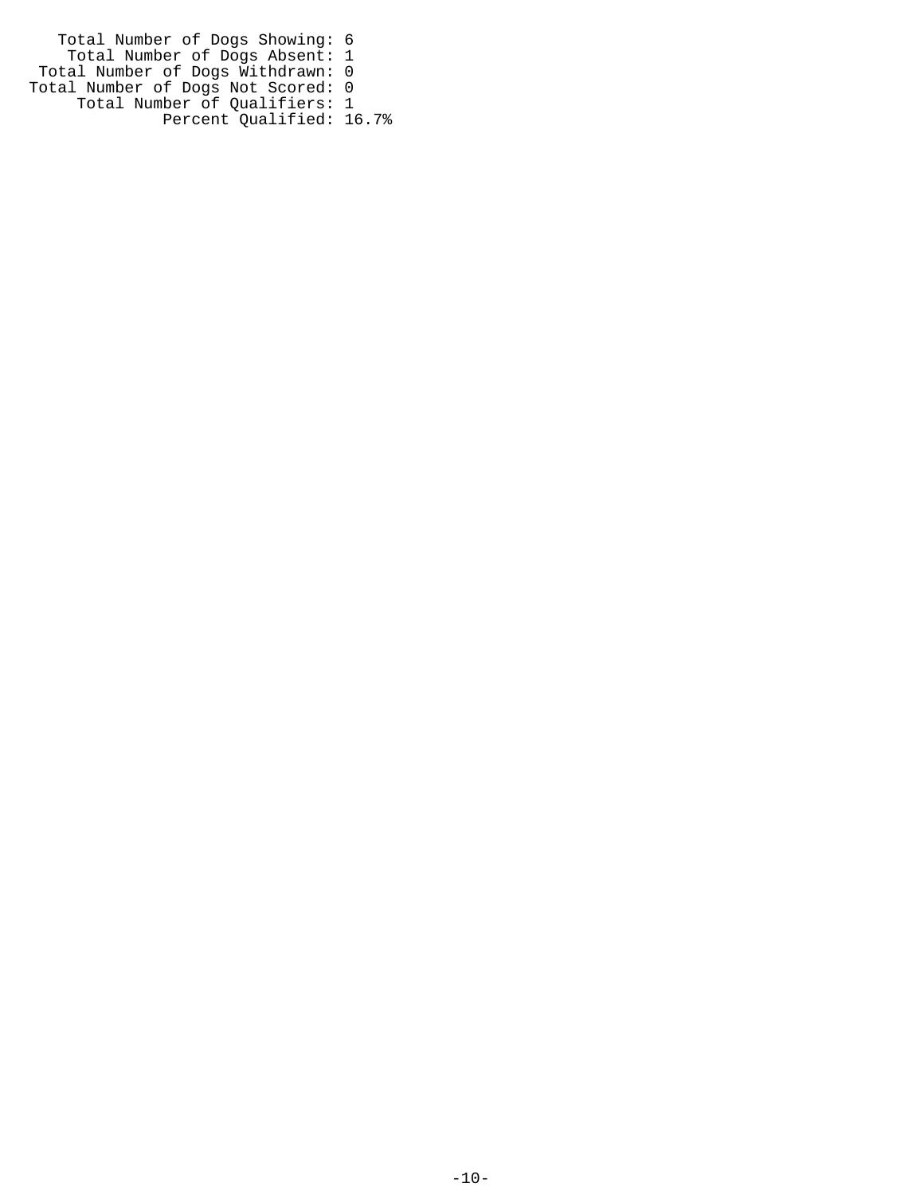Total Number of Dogs Showing: 6
Total Number of Dogs Absent: 1
Total Number of Dogs Withdrawn: 0
Total Number of Dogs Not Scored: 0
Total Number of Qualifiers: 1
Percent Qualified: 16.7%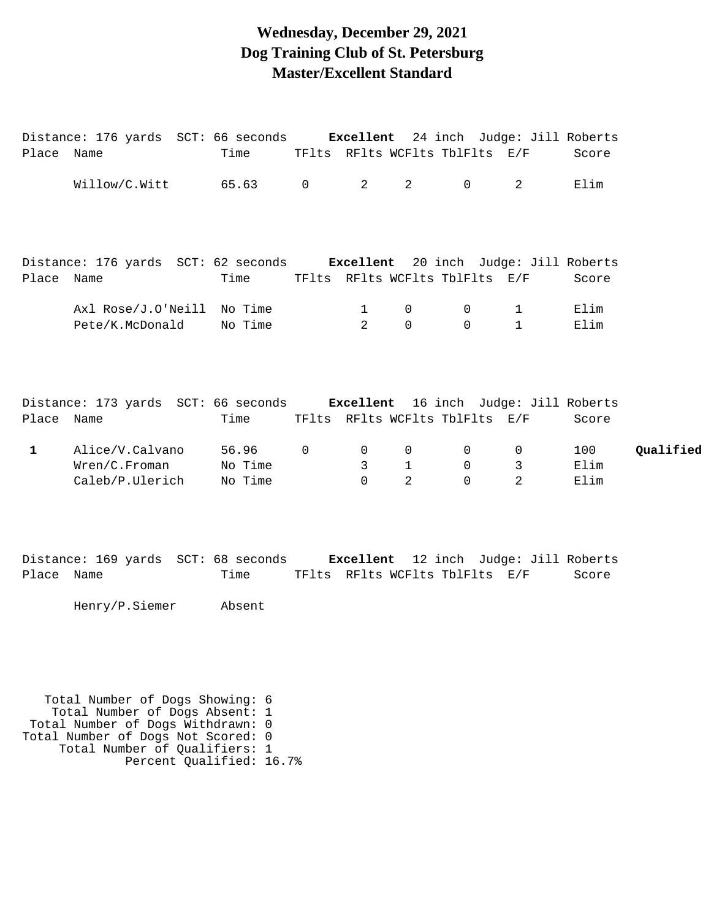# Wednesday, December 29, 2021
# Dog Training Club of St. Petersburg
# Master/Excellent Standard

Distance: 176 yards SCT: 66 seconds **Excellent** 24 inch Judge: Jill Roberts

| Place | Name | Time | TFlts | RFlts | WCFlts | TblFlts | E/F | Score | |
|---|---|---|---|---|---|---|---|---|---|
| | Willow/C.Witt | 65.63 | 0 | 2 | 2 | 0 | 2 | Elim | |

Distance: 176 yards SCT: 62 seconds **Excellent** 20 inch Judge: Jill Roberts

| Place | Name | Time | TFlts | RFlts | WCFlts | TblFlts | E/F | Score | |
|---|---|---|---|---|---|---|---|---|---|
| | Axl Rose/J.O'Neill | No Time | | 1 | 0 | 0 | 1 | Elim | |
| | Pete/K.McDonald | No Time | | 2 | 0 | 0 | 1 | Elim | |

Distance: 173 yards SCT: 66 seconds **Excellent** 16 inch Judge: Jill Roberts

| Place | Name | Time | TFlts | RFlts | WCFlts | TblFlts | E/F | Score | |
|---|---|---|---|---|---|---|---|---|---|
| **1** | Alice/V.Calvano | 56.96 | 0 | 0 | 0 | 0 | 0 | 100 | **Qualified** |
| | Wren/C.Froman | No Time | | 3 | 1 | 0 | 3 | Elim | |
| | Caleb/P.Ulerich | No Time | | 0 | 2 | 0 | 2 | Elim | |

Distance: 169 yards SCT: 68 seconds **Excellent** 12 inch Judge: Jill Roberts

| Place | Name | Time | TFlts | RFlts | WCFlts | TblFlts | E/F | Score | |
|---|---|---|---|---|---|---|---|---|---|
| | Henry/P.Siemer | Absent | | | | | | | |

Total Number of Dogs Showing: 6
Total Number of Dogs Absent: 1
Total Number of Dogs Withdrawn: 0
Total Number of Dogs Not Scored: 0
Total Number of Qualifiers: 1
Percent Qualified: 16.7%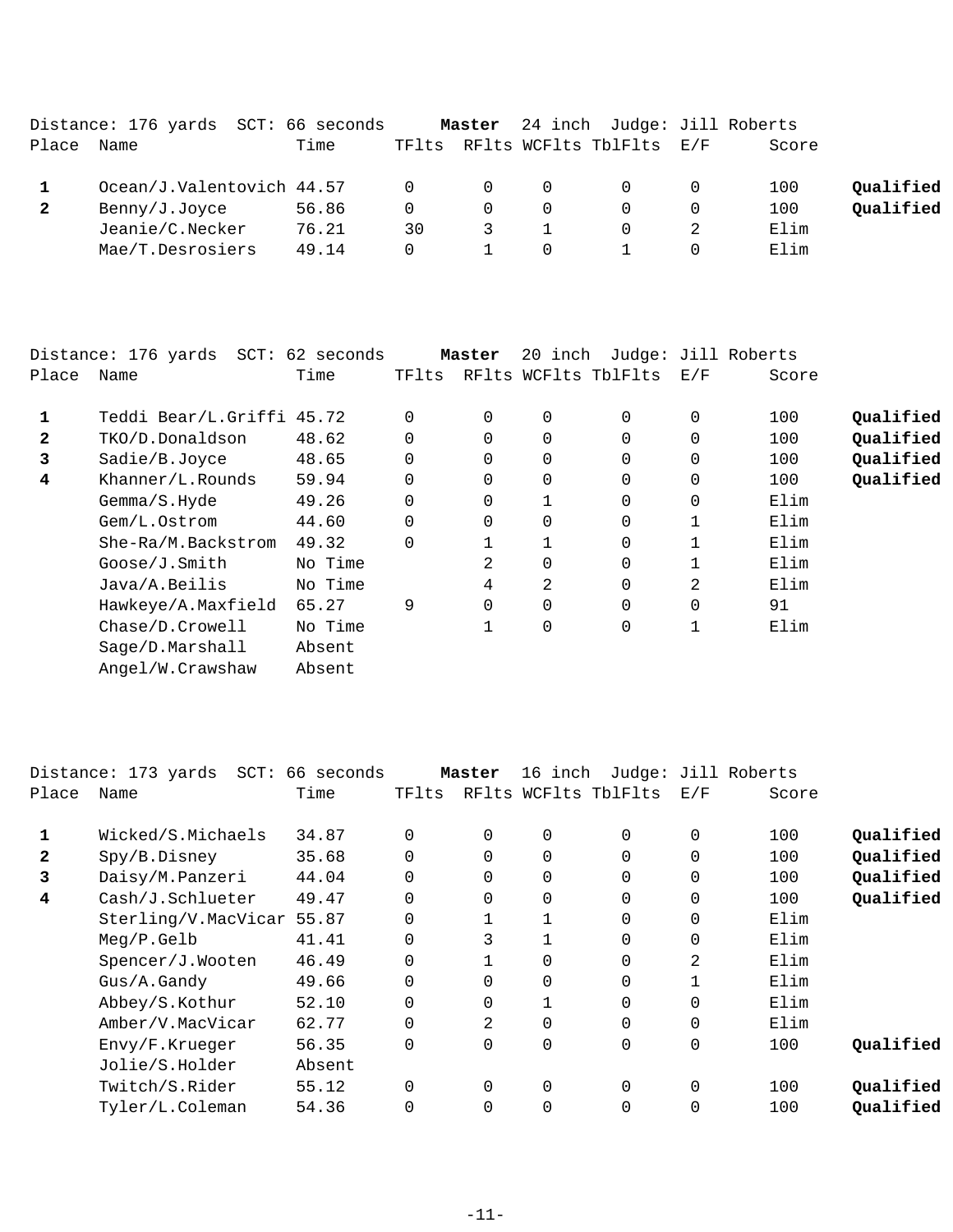Distance: 176 yards SCT: 66 seconds **Master** 24 inch Judge: Jill Roberts

| Place | Name | Time | TFlts | RFlts | WCFlts | TblFlts | E/F | Score | |
|---|---|---|---|---|---|---|---|---|---|
| **1** | Ocean/J.Valentovich | 44.57 | 0 | 0 | 0 | 0 | 0 | 100 | **Qualified** |
| **2** | Benny/J.Joyce | 56.86 | 0 | 0 | 0 | 0 | 0 | 100 | **Qualified** |
| | Jeanie/C.Necker | 76.21 | 30 | 3 | 1 | 0 | 2 | Elim | |
| | Mae/T.Desrosiers | 49.14 | 0 | 1 | 0 | 1 | 0 | Elim | |

Distance: 176 yards SCT: 62 seconds **Master** 20 inch Judge: Jill Roberts

| Place | Name | Time | TFlts | RFlts | WCFlts | TblFlts | E/F | Score | |
|---|---|---|---|---|---|---|---|---|---|
| **1** | Teddi Bear/L.Griffi | 45.72 | 0 | 0 | 0 | 0 | 0 | 100 | **Qualified** |
| **2** | TKO/D.Donaldson | 48.62 | 0 | 0 | 0 | 0 | 0 | 100 | **Qualified** |
| **3** | Sadie/B.Joyce | 48.65 | 0 | 0 | 0 | 0 | 0 | 100 | **Qualified** |
| **4** | Khanner/L.Rounds | 59.94 | 0 | 0 | 0 | 0 | 0 | 100 | **Qualified** |
| | Gemma/S.Hyde | 49.26 | 0 | 0 | 1 | 0 | 0 | Elim | |
| | Gem/L.Ostrom | 44.60 | 0 | 0 | 0 | 0 | 1 | Elim | |
| | She-Ra/M.Backstrom | 49.32 | 0 | 1 | 1 | 0 | 1 | Elim | |
| | Goose/J.Smith | No Time | | 2 | 0 | 0 | 1 | Elim | |
| | Java/A.Beilis | No Time | | 4 | 2 | 0 | 2 | Elim | |
| | Hawkeye/A.Maxfield | 65.27 | 9 | 0 | 0 | 0 | 0 | 91 | |
| | Chase/D.Crowell | No Time | | 1 | 0 | 0 | 1 | Elim | |
| | Sage/D.Marshall | Absent | | | | | | | |
| | Angel/W.Crawshaw | Absent | | | | | | | |

Distance: 173 yards SCT: 66 seconds **Master** 16 inch Judge: Jill Roberts

| Place | Name | Time | TFlts | RFlts | WCFlts | TblFlts | E/F | Score | |
|---|---|---|---|---|---|---|---|---|---|
| **1** | Wicked/S.Michaels | 34.87 | 0 | 0 | 0 | 0 | 0 | 100 | **Qualified** |
| **2** | Spy/B.Disney | 35.68 | 0 | 0 | 0 | 0 | 0 | 100 | **Qualified** |
| **3** | Daisy/M.Panzeri | 44.04 | 0 | 0 | 0 | 0 | 0 | 100 | **Qualified** |
| **4** | Cash/J.Schlueter | 49.47 | 0 | 0 | 0 | 0 | 0 | 100 | **Qualified** |
| | Sterling/V.MacVicar | 55.87 | 0 | 1 | 1 | 0 | 0 | Elim | |
| | Meg/P.Gelb | 41.41 | 0 | 3 | 1 | 0 | 0 | Elim | |
| | Spencer/J.Wooten | 46.49 | 0 | 1 | 0 | 0 | 2 | Elim | |
| | Gus/A.Gandy | 49.66 | 0 | 0 | 0 | 0 | 1 | Elim | |
| | Abbey/S.Kothur | 52.10 | 0 | 0 | 1 | 0 | 0 | Elim | |
| | Amber/V.MacVicar | 62.77 | 0 | 2 | 0 | 0 | 0 | Elim | |
| | Envy/F.Krueger | 56.35 | 0 | 0 | 0 | 0 | 0 | 100 | **Qualified** |
| | Jolie/S.Holder | Absent | | | | | | | |
| | Twitch/S.Rider | 55.12 | 0 | 0 | 0 | 0 | 0 | 100 | **Qualified** |
| | Tyler/L.Coleman | 54.36 | 0 | 0 | 0 | 0 | 0 | 100 | **Qualified** |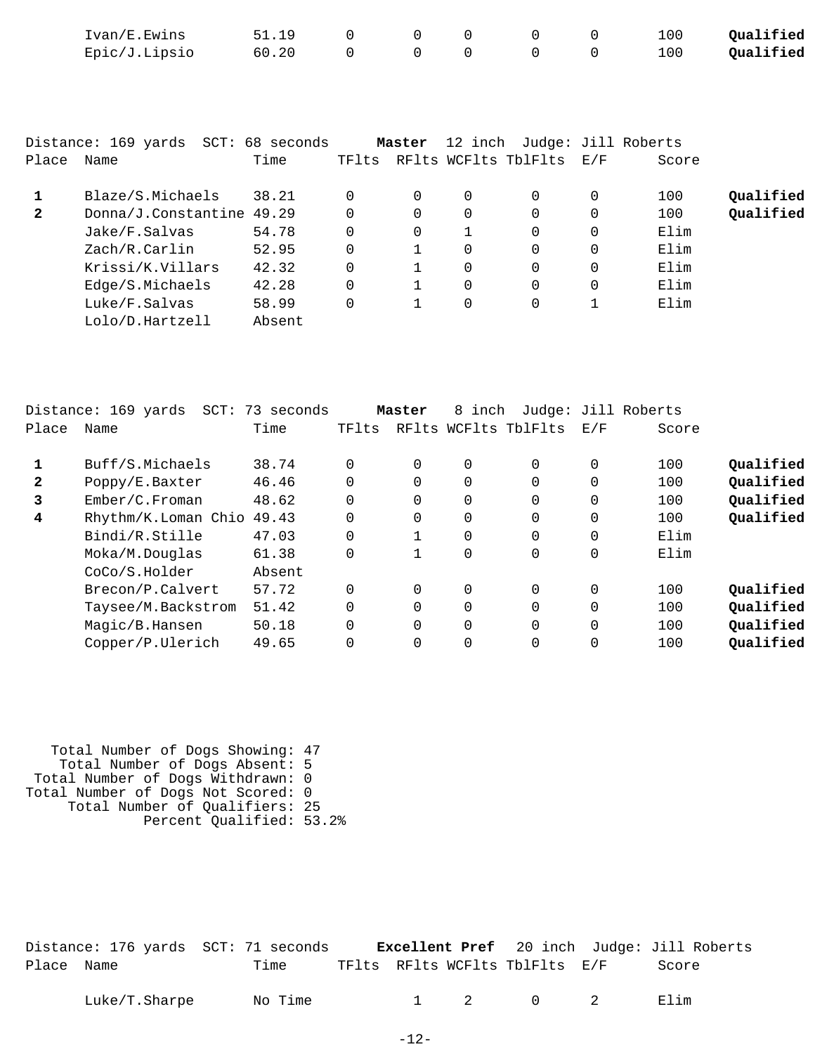| Place | Name | Time | TFlts | RFlts | WCFlts | TblFlts | E/F | Score | |
|---|---|---|---|---|---|---|---|---|---|
| | Ivan/E.Ewins | 51.19 | 0 | 0 | 0 | 0 | 0 | 100 | **Qualified** |
| | Epic/J.Lipsio | 60.20 | 0 | 0 | 0 | 0 | 0 | 100 | **Qualified** |

Distance: 169 yards SCT: 68 seconds **Master** 12 inch Judge: Jill Roberts

| Place | Name | Time | TFlts | RFlts | WCFlts | TblFlts | E/F | Score | |
|---|---|---|---|---|---|---|---|---|---|
| **1** | Blaze/S.Michaels | 38.21 | 0 | 0 | 0 | 0 | 0 | 100 | **Qualified** |
| **2** | Donna/J.Constantine | 49.29 | 0 | 0 | 0 | 0 | 0 | 100 | **Qualified** |
| | Jake/F.Salvas | 54.78 | 0 | 0 | 1 | 0 | 0 | Elim | |
| | Zach/R.Carlin | 52.95 | 0 | 1 | 0 | 0 | 0 | Elim | |
| | Krissi/K.Villars | 42.32 | 0 | 1 | 0 | 0 | 0 | Elim | |
| | Edge/S.Michaels | 42.28 | 0 | 1 | 0 | 0 | 0 | Elim | |
| | Luke/F.Salvas | 58.99 | 0 | 1 | 0 | 0 | 1 | Elim | |
| | Lolo/D.Hartzell | Absent | | | | | | | |

Distance: 169 yards SCT: 73 seconds **Master** 8 inch Judge: Jill Roberts

| Place | Name | Time | TFlts | RFlts | WCFlts | TblFlts | E/F | Score | |
|---|---|---|---|---|---|---|---|---|---|
| **1** | Buff/S.Michaels | 38.74 | 0 | 0 | 0 | 0 | 0 | 100 | **Qualified** |
| **2** | Poppy/E.Baxter | 46.46 | 0 | 0 | 0 | 0 | 0 | 100 | **Qualified** |
| **3** | Ember/C.Froman | 48.62 | 0 | 0 | 0 | 0 | 0 | 100 | **Qualified** |
| **4** | Rhythm/K.Loman Chio | 49.43 | 0 | 0 | 0 | 0 | 0 | 100 | **Qualified** |
| | Bindi/R.Stille | 47.03 | 0 | 1 | 0 | 0 | 0 | Elim | |
| | Moka/M.Douglas | 61.38 | 0 | 1 | 0 | 0 | 0 | Elim | |
| | CoCo/S.Holder | Absent | | | | | | | |
| | Brecon/P.Calvert | 57.72 | 0 | 0 | 0 | 0 | 0 | 100 | **Qualified** |
| | Taysee/M.Backstrom | 51.42 | 0 | 0 | 0 | 0 | 0 | 100 | **Qualified** |
| | Magic/B.Hansen | 50.18 | 0 | 0 | 0 | 0 | 0 | 100 | **Qualified** |
| | Copper/P.Ulerich | 49.65 | 0 | 0 | 0 | 0 | 0 | 100 | **Qualified** |

Total Number of Dogs Showing: 47
Total Number of Dogs Absent: 5
Total Number of Dogs Withdrawn: 0
Total Number of Dogs Not Scored: 0
Total Number of Qualifiers: 25
Percent Qualified: 53.2%

Distance: 176 yards SCT: 71 seconds **Excellent Pref** 20 inch Judge: Jill Roberts

| Place | Name | Time | TFlts | RFlts | WCFlts | TblFlts | E/F | Score |
|---|---|---|---|---|---|---|---|---|
| | Luke/T.Sharpe | No Time | | 1 | 2 | 0 | 2 | Elim |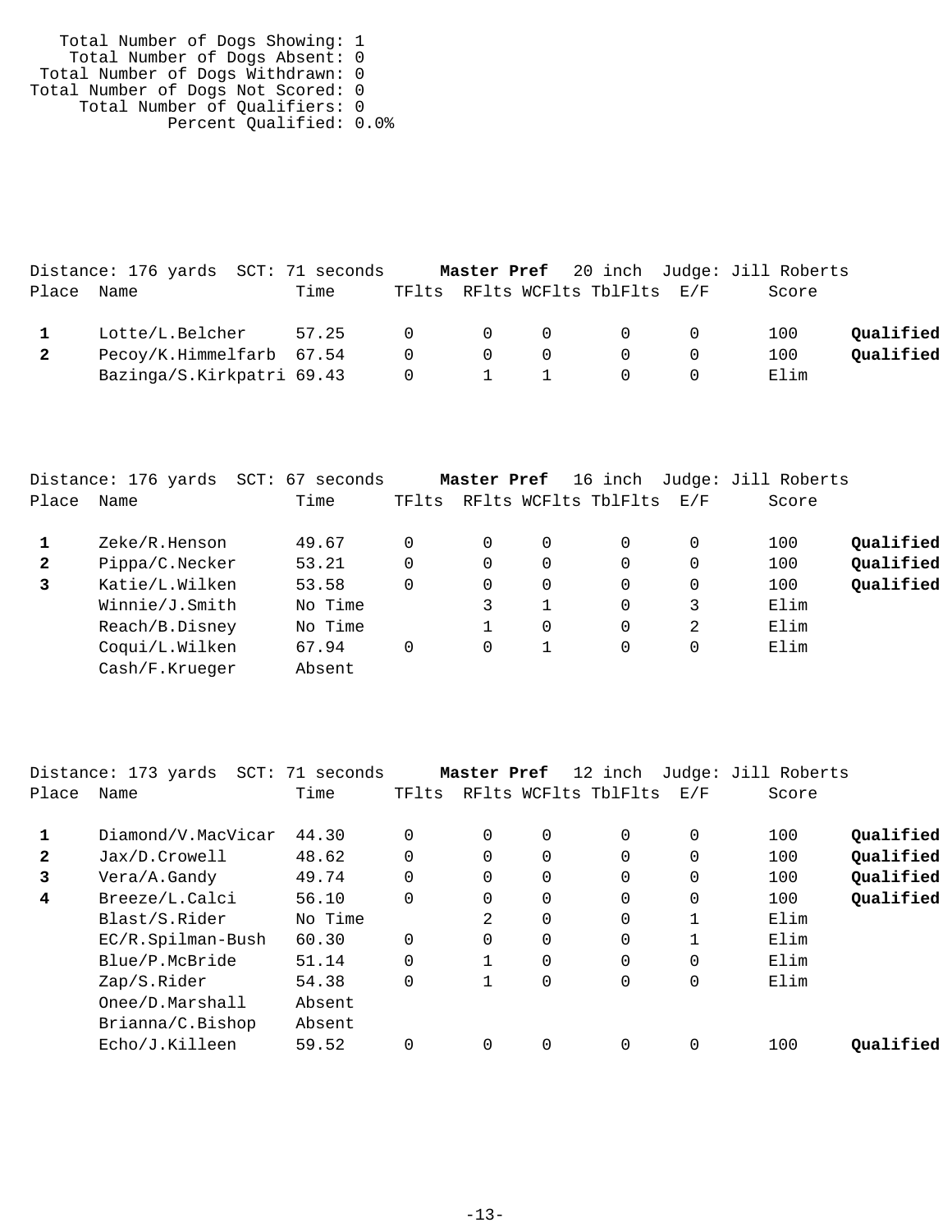Total Number of Dogs Showing: 1
Total Number of Dogs Absent: 0
Total Number of Dogs Withdrawn: 0
Total Number of Dogs Not Scored: 0
Total Number of Qualifiers: 0
Percent Qualified: 0.0%

Distance: 176 yards SCT: 71 seconds **Master Pref** 20 inch Judge: Jill Roberts

| Place | Name | Time | TFlts | RFlts | WCFlts | TblFlts | E/F | Score | |
|---|---|---|---|---|---|---|---|---|---|
| **1** | Lotte/L.Belcher | 57.25 | 0 | 0 | 0 | 0 | 0 | 100 | **Qualified** |
| **2** | Pecoy/K.Himmelfarb | 67.54 | 0 | 0 | 0 | 0 | 0 | 100 | **Qualified** |
| | Bazinga/S.Kirkpatri | 69.43 | 0 | 1 | 1 | 0 | 0 | Elim | |

Distance: 176 yards SCT: 67 seconds **Master Pref** 16 inch Judge: Jill Roberts

| Place | Name | Time | TFlts | RFlts | WCFlts | TblFlts | E/F | Score | |
|---|---|---|---|---|---|---|---|---|---|
| **1** | Zeke/R.Henson | 49.67 | 0 | 0 | 0 | 0 | 0 | 100 | **Qualified** |
| **2** | Pippa/C.Necker | 53.21 | 0 | 0 | 0 | 0 | 0 | 100 | **Qualified** |
| **3** | Katie/L.Wilken | 53.58 | 0 | 0 | 0 | 0 | 0 | 100 | **Qualified** |
| | Winnie/J.Smith | No Time | | 3 | 1 | 0 | 3 | Elim | |
| | Reach/B.Disney | No Time | | 1 | 0 | 0 | 2 | Elim | |
| | Coqui/L.Wilken | 67.94 | 0 | 0 | 1 | 0 | 0 | Elim | |
| | Cash/F.Krueger | Absent | | | | | | | |

Distance: 173 yards SCT: 71 seconds **Master Pref** 12 inch Judge: Jill Roberts

| Place | Name | Time | TFlts | RFlts | WCFlts | TblFlts | E/F | Score | |
|---|---|---|---|---|---|---|---|---|---|
| **1** | Diamond/V.MacVicar | 44.30 | 0 | 0 | 0 | 0 | 0 | 100 | **Qualified** |
| **2** | Jax/D.Crowell | 48.62 | 0 | 0 | 0 | 0 | 0 | 100 | **Qualified** |
| **3** | Vera/A.Gandy | 49.74 | 0 | 0 | 0 | 0 | 0 | 100 | **Qualified** |
| **4** | Breeze/L.Calci | 56.10 | 0 | 0 | 0 | 0 | 0 | 100 | **Qualified** |
| | Blast/S.Rider | No Time | | 2 | 0 | 0 | 1 | Elim | |
| | EC/R.Spilman-Bush | 60.30 | 0 | 0 | 0 | 0 | 1 | Elim | |
| | Blue/P.McBride | 51.14 | 0 | 1 | 0 | 0 | 0 | Elim | |
| | Zap/S.Rider | 54.38 | 0 | 1 | 0 | 0 | 0 | Elim | |
| | Onee/D.Marshall | Absent | | | | | | | |
| | Brianna/C.Bishop | Absent | | | | | | | |
| | Echo/J.Killeen | 59.52 | 0 | 0 | 0 | 0 | 0 | 100 | **Qualified** |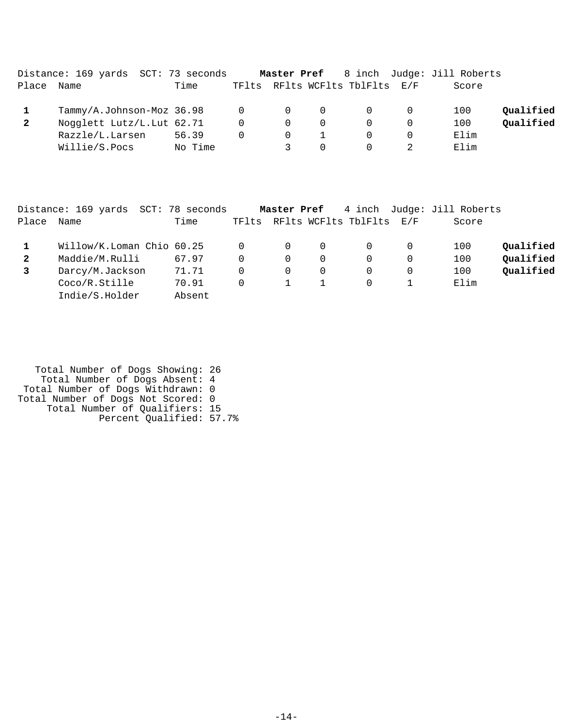Distance: 169 yards SCT: 73 seconds **Master Pref** 8 inch Judge: Jill Roberts

| Place | Name | Time | TFlts | RFlts | WCFlts | TblFlts | E/F | Score | |
|---|---|---|---|---|---|---|---|---|---|
| **1** | Tammy/A.Johnson-Moz | 36.98 | 0 | 0 | 0 | 0 | 0 | 100 | **Qualified** |
| **2** | Nogglett Lutz/L.Lut | 62.71 | 0 | 0 | 0 | 0 | 0 | 100 | **Qualified** |
| | Razzle/L.Larsen | 56.39 | 0 | 0 | 1 | 0 | 0 | Elim | |
| | Willie/S.Pocs | No Time | | 3 | 0 | 0 | 2 | Elim | |

Distance: 169 yards SCT: 78 seconds **Master Pref** 4 inch Judge: Jill Roberts

| Place | Name | Time | TFlts | RFlts | WCFlts | TblFlts | E/F | Score | |
|---|---|---|---|---|---|---|---|---|---|
| **1** | Willow/K.Loman Chio | 60.25 | 0 | 0 | 0 | 0 | 0 | 100 | **Qualified** |
| **2** | Maddie/M.Rulli | 67.97 | 0 | 0 | 0 | 0 | 0 | 100 | **Qualified** |
| **3** | Darcy/M.Jackson | 71.71 | 0 | 0 | 0 | 0 | 0 | 100 | **Qualified** |
| | Coco/R.Stille | 70.91 | 0 | 1 | 1 | 0 | 1 | Elim | |
| | Indie/S.Holder | Absent | | | | | | | |

Total Number of Dogs Showing: 26
Total Number of Dogs Absent: 4
Total Number of Dogs Withdrawn: 0
Total Number of Dogs Not Scored: 0
Total Number of Qualifiers: 15
Percent Qualified: 57.7%